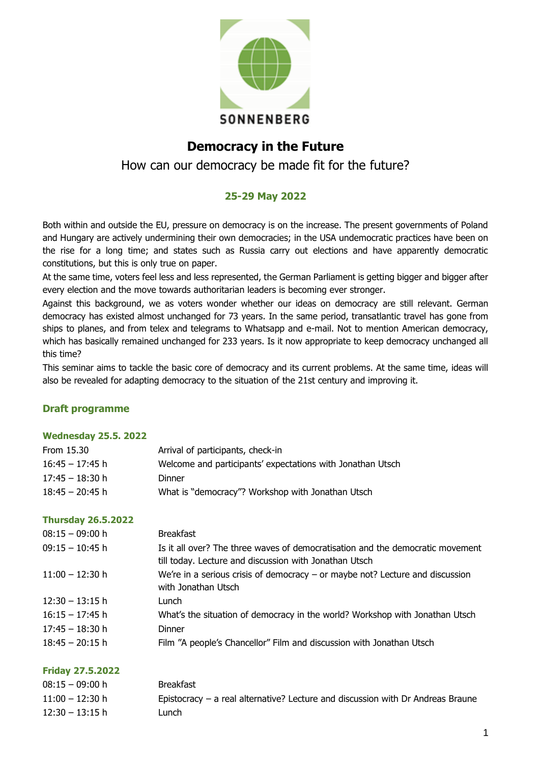SONNENBERG

# Democracy in the Future

## How can our democracy be made fit for the future?

**25-29 May 2022**

Both within and outside the EU, pressure on democracy is on the increase. The present governments of Poland and Hungary are actively undermining their own democracies; in the USA undemocratic practices have been on the rise for a long time; and states such as Russia carry out elections and have apparently democratic constitutions, but this is only true on paper.

At the same time, voters feel less and less represented, the German Parliament is getting bigger and bigger after every election and the move towards authoritarian leaders is becoming ever stronger.

Against this background, we as voters wonder whether our ideas on democracy are still relevant. German democracy has existed almost unchanged for 73 years. In the same period, transatlantic travel has gone from ships to planes, and from telex and telegrams to Whatsapp and e-mail. Not to mention American democracy, which has basically remained unchanged for 233 years. Is it now appropriate to keep democracy unchanged all this time?

This seminar aims to tackle the basic core of democracy and its current problems. At the same time, ideas will also be revealed for adapting democracy to the situation of the 21st century and improving it.

## Draft programme

### Wednesday 25.5. 2022

| | |
|---|---|
| From 15.30 | Arrival of participants, check-in |
| 16:45 – 17:45 h | Welcome and participants' expectations with Jonathan Utsch |
| 17:45 – 18:30 h | Dinner |
| 18:45 – 20:45 h | What is "democracy"? Workshop with Jonathan Utsch |

### Thursday 26.5.2022

| | |
|---|---|
| 08:15 – 09:00 h | Breakfast |
| 09:15 – 10:45 h | Is it all over? The three waves of democratisation and the democratic movement till today. Lecture and discussion with Jonathan Utsch |
| 11:00 – 12:30 h | We're in a serious crisis of democracy – or maybe not? Lecture and discussion with Jonathan Utsch |
| 12:30 – 13:15 h | Lunch |
| 16:15 – 17:45 h | What's the situation of democracy in the world? Workshop with Jonathan Utsch |
| 17:45 – 18:30 h | Dinner |
| 18:45 – 20:15 h | Film "A people's Chancellor" Film and discussion with Jonathan Utsch |

### Friday 27.5.2022

| | |
|---|---|
| 08:15 – 09:00 h | Breakfast |
| 11:00 – 12:30 h | Epistocracy – a real alternative? Lecture and discussion with Dr Andreas Braune |
| 12:30 – 13:15 h | Lunch |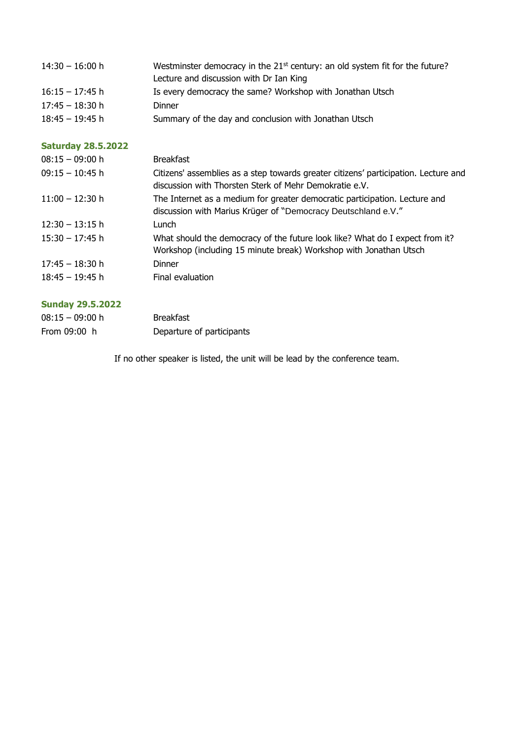| | |
|---|---|
| 14:30 – 16:00 h | Westminster democracy in the 21st century: an old system fit for the future? Lecture and discussion with Dr Ian King |
| 16:15 – 17:45 h | Is every democracy the same? Workshop with Jonathan Utsch |
| 17:45 – 18:30 h | Dinner |
| 18:45 – 19:45 h | Summary of the day and conclusion with Jonathan Utsch |

**Saturday 28.5.2022**

| | |
|---|---|
| 08:15 – 09:00 h | Breakfast |
| 09:15 – 10:45 h | Citizens' assemblies as a step towards greater citizens' participation. Lecture and discussion with Thorsten Sterk of Mehr Demokratie e.V. |
| 11:00 – 12:30 h | The Internet as a medium for greater democratic participation. Lecture and discussion with Marius Krüger of "Democracy Deutschland e.V." |
| 12:30 – 13:15 h | Lunch |
| 15:30 – 17:45 h | What should the democracy of the future look like? What do I expect from it? Workshop (including 15 minute break) Workshop with Jonathan Utsch |
| 17:45 – 18:30 h | Dinner |
| 18:45 – 19:45 h | Final evaluation |

**Sunday 29.5.2022**

| | |
|---|---|
| 08:15 – 09:00 h | Breakfast |
| From 09:00 h | Departure of participants |

If no other speaker is listed, the unit will be lead by the conference team.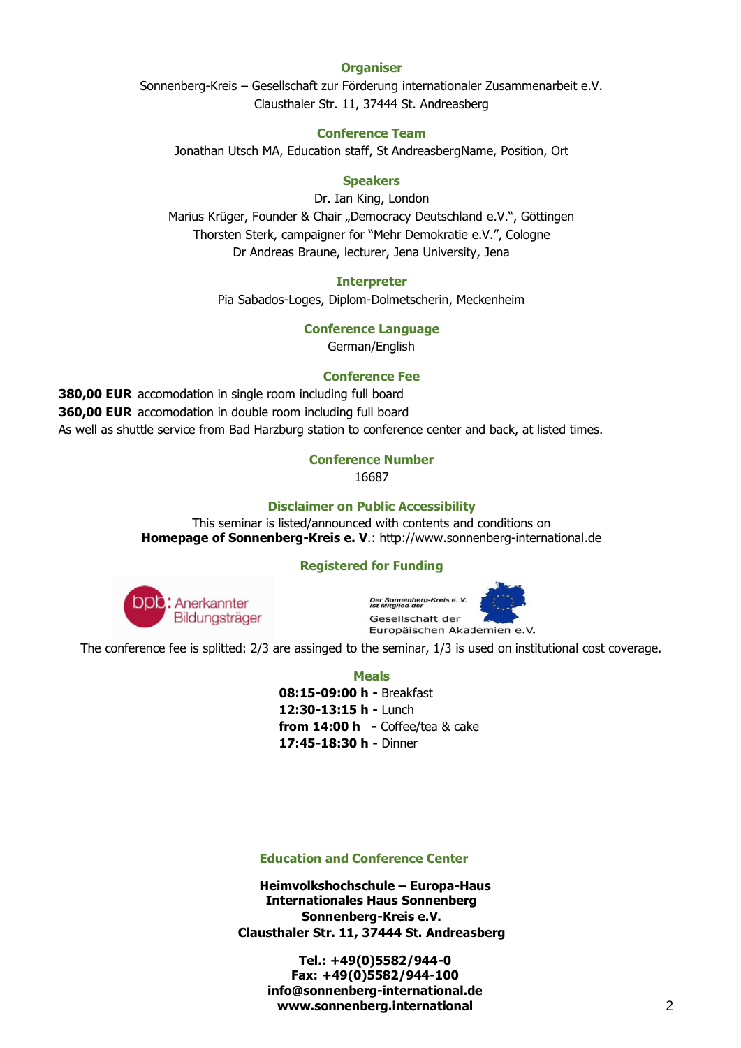## Organiser

Sonnenberg-Kreis – Gesellschaft zur Förderung internationaler Zusammenarbeit e.V.
Clausthaler Str. 11, 37444 St. Andreasberg

## Conference Team

Jonathan Utsch MA, Education staff, St AndreasbergName, Position, Ort

## Speakers

Dr. Ian King, London
Marius Krüger, Founder & Chair „Democracy Deutschland e.V.", Göttingen
Thorsten Sterk, campaigner for "Mehr Demokratie e.V.", Cologne
Dr Andreas Braune, lecturer, Jena University, Jena

## Interpreter

Pia Sabados-Loges, Diplom-Dolmetscherin, Meckenheim

## Conference Language

German/English

## Conference Fee

**380,00 EUR** accomodation in single room including full board
**360,00 EUR** accomodation in double room including full board
As well as shuttle service from Bad Harzburg station to conference center and back, at listed times.

## Conference Number

16687

## Disclaimer on Public Accessibility

This seminar is listed/announced with contents and conditions on
**Homepage of Sonnenberg-Kreis e. V**.: http://www.sonnenberg-international.de

## Registered for Funding

bpb: Anerkannter Bildungsträger

Der Sonnenberg-Kreis e. V. ist Mitglied der Gesellschaft der Europäischen Akademien e.V.

The conference fee is splitted: 2/3 are assinged to the seminar, 1/3 is used on institutional cost coverage.

## Meals

**08:15-09:00 h -** Breakfast
**12:30-13:15 h -** Lunch
**from 14:00 h -** Coffee/tea & cake
**17:45-18:30 h -** Dinner

## Education and Conference Center

**Heimvolkshochschule – Europa-Haus**
**Internationales Haus Sonnenberg**
**Sonnenberg-Kreis e.V.**
**Clausthaler Str. 11, 37444 St. Andreasberg**

**Tel.: +49(0)5582/944-0**
**Fax: +49(0)5582/944-100**
**info@sonnenberg-international.de**
**www.sonnenberg.international**